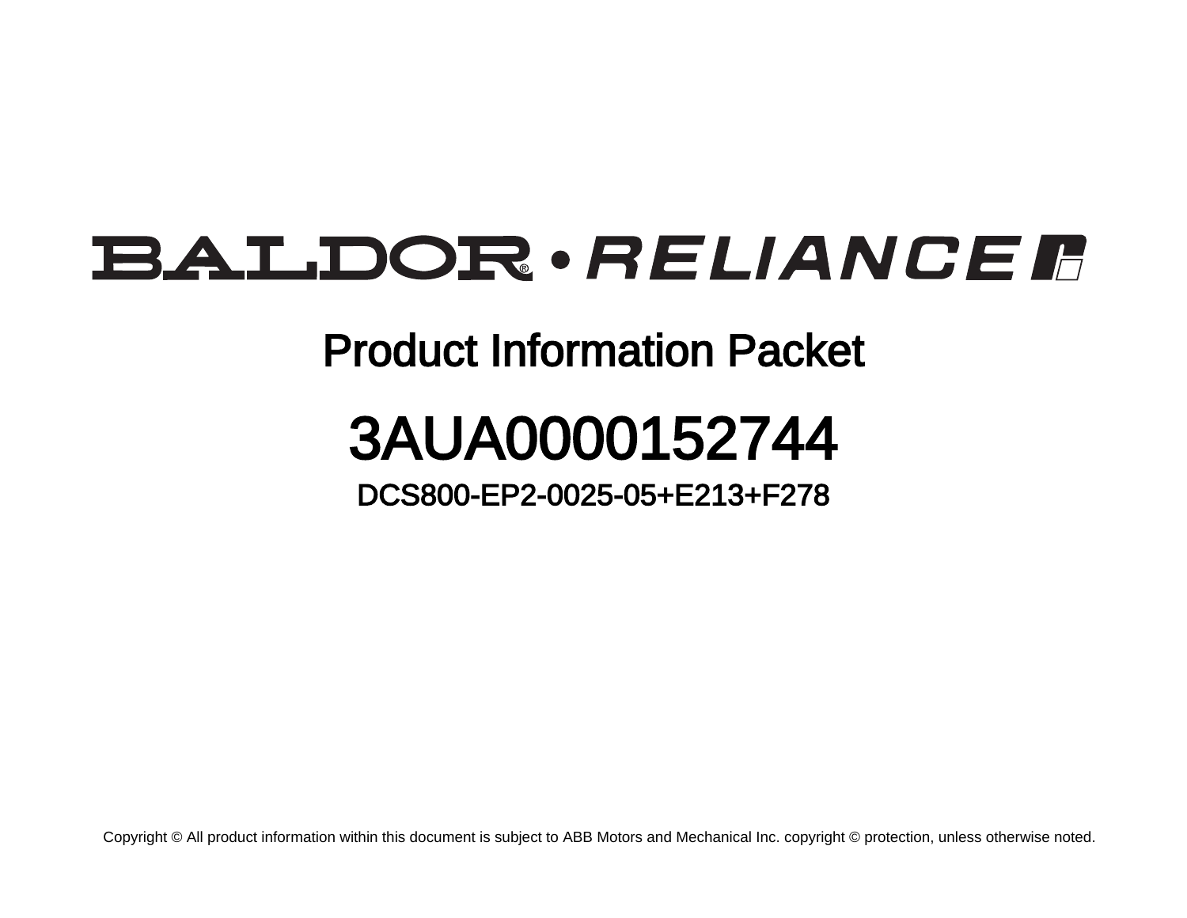# BALDOR® • RELIANCE

## Product Information Packet

# 3AUA0000152744

### DCS800-EP2-0025-05+E213+F278

Copyright © All product information within this document is subject to ABB Motors and Mechanical Inc. copyright © protection, unless otherwise noted.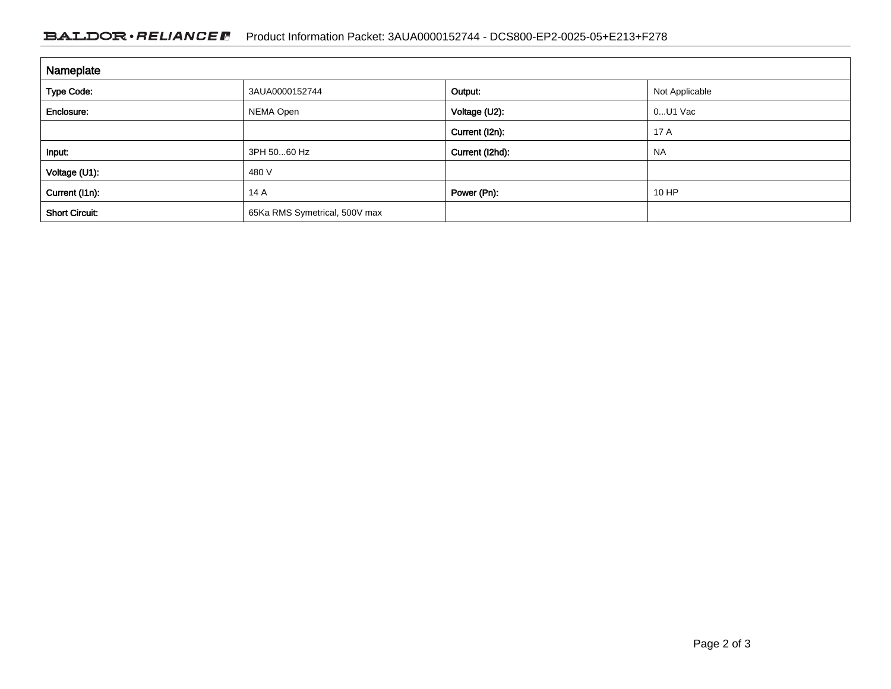## Nameplate

| | | | |
|---|---|---|---|
| **Type Code:** | 3AUA0000152744 | **Output:** | Not Applicable |
| **Enclosure:** | NEMA Open | **Voltage (U2):** | 0...U1 Vac |
| | | **Current (I2n):** | 17 A |
| **Input:** | 3PH 50...60 Hz | **Current (I2hd):** | NA |
| **Voltage (U1):** | 480 V | | |
| **Current (I1n):** | 14 A | **Power (Pn):** | 10 HP |
| **Short Circuit:** | 65Ka RMS Symetrical, 500V max | | |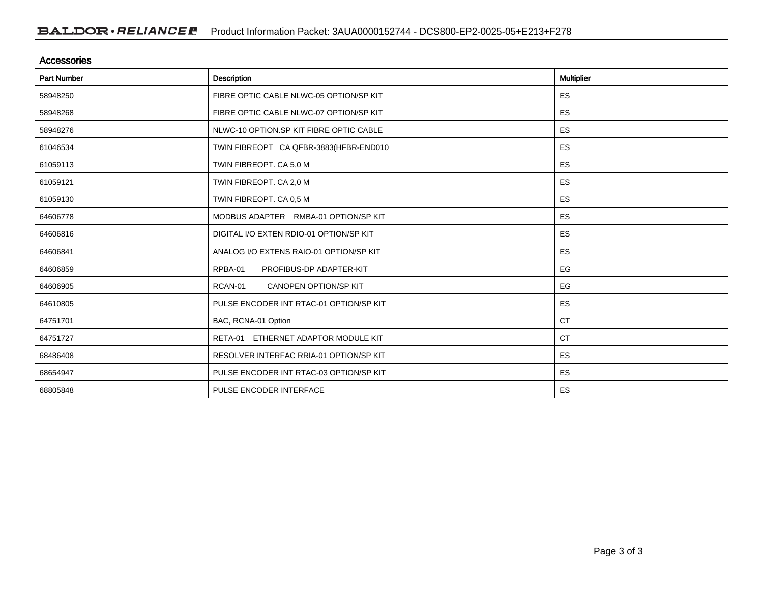## Accessories

| Part Number | Description | Multiplier |
|---|---|---|
| 58948250 | FIBRE OPTIC CABLE NLWC-05 OPTION/SP KIT | ES |
| 58948268 | FIBRE OPTIC CABLE NLWC-07 OPTION/SP KIT | ES |
| 58948276 | NLWC-10 OPTION.SP KIT FIBRE OPTIC CABLE | ES |
| 61046534 | TWIN FIBREOPT CA QFBR-3883(HFBR-END010 | ES |
| 61059113 | TWIN FIBREOPT. CA 5,0 M | ES |
| 61059121 | TWIN FIBREOPT. CA 2,0 M | ES |
| 61059130 | TWIN FIBREOPT. CA 0,5 M | ES |
| 64606778 | MODBUS ADAPTER RMBA-01 OPTION/SP KIT | ES |
| 64606816 | DIGITAL I/O EXTEN RDIO-01 OPTION/SP KIT | ES |
| 64606841 | ANALOG I/O EXTENS RAIO-01 OPTION/SP KIT | ES |
| 64606859 | RPBA-01 PROFIBUS-DP ADAPTER-KIT | EG |
| 64606905 | RCAN-01 CANOPEN OPTION/SP KIT | EG |
| 64610805 | PULSE ENCODER INT RTAC-01 OPTION/SP KIT | ES |
| 64751701 | BAC, RCNA-01 Option | CT |
| 64751727 | RETA-01 ETHERNET ADAPTOR MODULE KIT | CT |
| 68486408 | RESOLVER INTERFAC RRIA-01 OPTION/SP KIT | ES |
| 68654947 | PULSE ENCODER INT RTAC-03 OPTION/SP KIT | ES |
| 68805848 | PULSE ENCODER INTERFACE | ES |